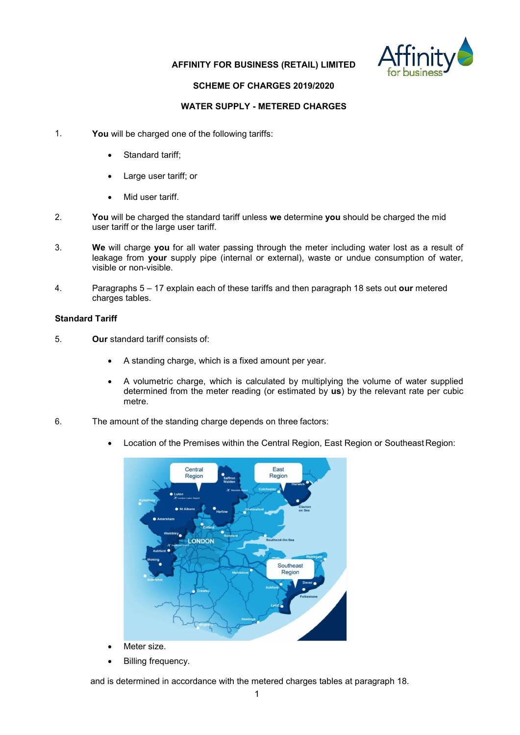**AFFINITY FOR BUSINESS (RETAIL) LIMITED**

**SCHEME OF CHARGES 2019/2020**

**WATER SUPPLY - METERED CHARGES**

1. **You** will be charged one of the following tariffs:

   - Standard tariff;
   - Large user tariff; or
   - Mid user tariff.

2. **You** will be charged the standard tariff unless **we** determine **you** should be charged the mid user tariff or the large user tariff.

3. **We** will charge **you** for all water passing through the meter including water lost as a result of leakage from **your** supply pipe (internal or external), waste or undue consumption of water, visible or non-visible.

4. Paragraphs 5 – 17 explain each of these tariffs and then paragraph 18 sets out **our** metered charges tables.

**Standard Tariff**

5. **Our** standard tariff consists of:

   - A standing charge, which is a fixed amount per year.
   - A volumetric charge, which is calculated by multiplying the volume of water supplied determined from the meter reading (or estimated by **us**) by the relevant rate per cubic metre.

6. The amount of the standing charge depends on three factors:

   - Location of the Premises within the Central Region, East Region or Southeast Region:
   - Meter size.
   - Billing frequency.

   and is determined in accordance with the metered charges tables at paragraph 18.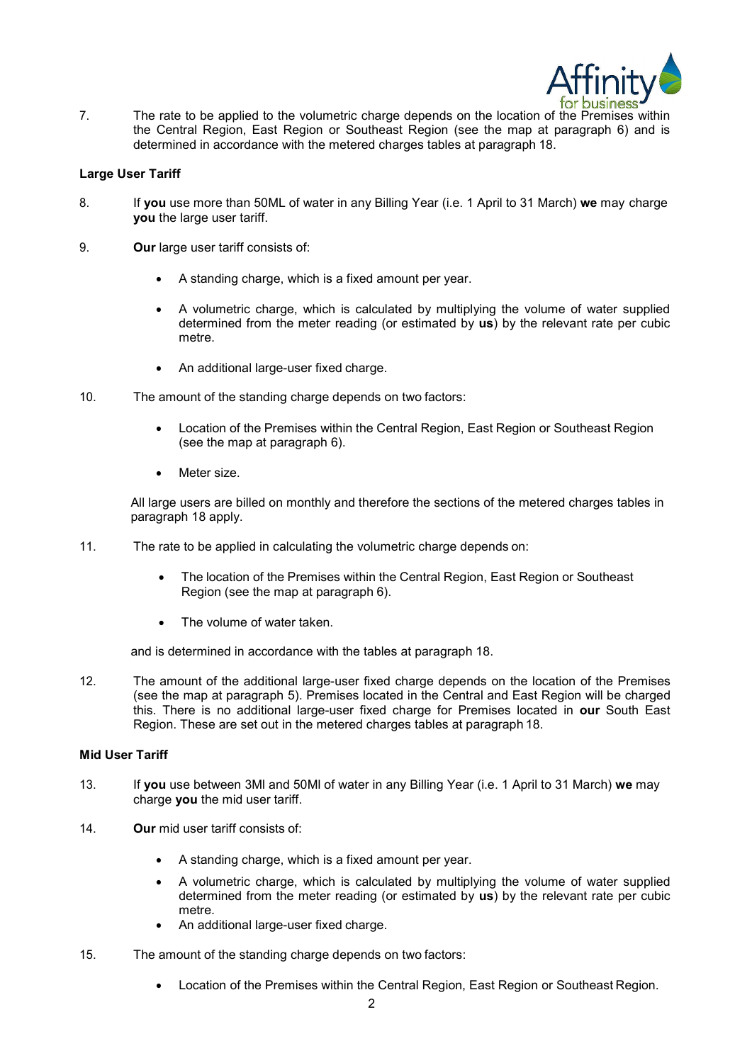7. The rate to be applied to the volumetric charge depends on the location of the Premises within the Central Region, East Region or Southeast Region (see the map at paragraph 6) and is determined in accordance with the metered charges tables at paragraph 18.

**Large User Tariff**

8. If **you** use more than 50ML of water in any Billing Year (i.e. 1 April to 31 March) **we** may charge **you** the large user tariff.

9. **Our** large user tariff consists of:

   - A standing charge, which is a fixed amount per year.
   - A volumetric charge, which is calculated by multiplying the volume of water supplied determined from the meter reading (or estimated by **us**) by the relevant rate per cubic metre.
   - An additional large-user fixed charge.

10. The amount of the standing charge depends on two factors:

    - Location of the Premises within the Central Region, East Region or Southeast Region (see the map at paragraph 6).
    - Meter size.

    All large users are billed on monthly and therefore the sections of the metered charges tables in paragraph 18 apply.

11. The rate to be applied in calculating the volumetric charge depends on:

    - The location of the Premises within the Central Region, East Region or Southeast Region (see the map at paragraph 6).
    - The volume of water taken.

    and is determined in accordance with the tables at paragraph 18.

12. The amount of the additional large-user fixed charge depends on the location of the Premises (see the map at paragraph 5). Premises located in the Central and East Region will be charged this. There is no additional large-user fixed charge for Premises located in **our** South East Region. These are set out in the metered charges tables at paragraph 18.

**Mid User Tariff**

13. If **you** use between 3Ml and 50Ml of water in any Billing Year (i.e. 1 April to 31 March) **we** may charge **you** the mid user tariff.

14. **Our** mid user tariff consists of:

    - A standing charge, which is a fixed amount per year.
    - A volumetric charge, which is calculated by multiplying the volume of water supplied determined from the meter reading (or estimated by **us**) by the relevant rate per cubic metre.
    - An additional large-user fixed charge.

15. The amount of the standing charge depends on two factors:

    - Location of the Premises within the Central Region, East Region or Southeast Region.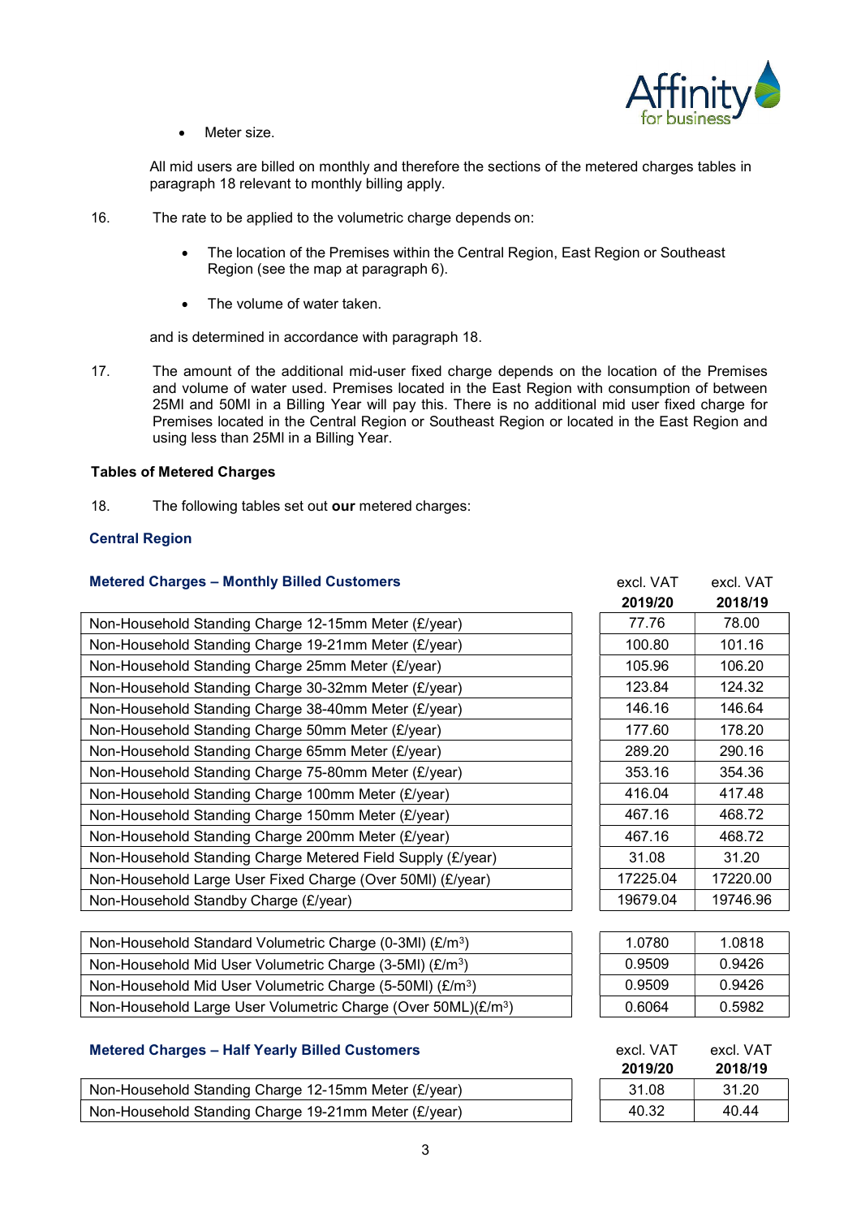- Meter size.

All mid users are billed on monthly and therefore the sections of the metered charges tables in paragraph 18 relevant to monthly billing apply.

16. The rate to be applied to the volumetric charge depends on:

    - The location of the Premises within the Central Region, East Region or Southeast Region (see the map at paragraph 6).
    - The volume of water taken.

    and is determined in accordance with paragraph 18.

17. The amount of the additional mid-user fixed charge depends on the location of the Premises and volume of water used. Premises located in the East Region with consumption of between 25Ml and 50Ml in a Billing Year will pay this. There is no additional mid user fixed charge for Premises located in the Central Region or Southeast Region or located in the East Region and using less than 25Ml in a Billing Year.

**Tables of Metered Charges**

18. The following tables set out **our** metered charges:

**Central Region**

**Metered Charges – Monthly Billed Customers**

| | excl. VAT **2019/20** | excl. VAT **2018/19** |
|---|---|---|
| Non-Household Standing Charge 12-15mm Meter (£/year) | 77.76 | 78.00 |
| Non-Household Standing Charge 19-21mm Meter (£/year) | 100.80 | 101.16 |
| Non-Household Standing Charge 25mm Meter (£/year) | 105.96 | 106.20 |
| Non-Household Standing Charge 30-32mm Meter (£/year) | 123.84 | 124.32 |
| Non-Household Standing Charge 38-40mm Meter (£/year) | 146.16 | 146.64 |
| Non-Household Standing Charge 50mm Meter (£/year) | 177.60 | 178.20 |
| Non-Household Standing Charge 65mm Meter (£/year) | 289.20 | 290.16 |
| Non-Household Standing Charge 75-80mm Meter (£/year) | 353.16 | 354.36 |
| Non-Household Standing Charge 100mm Meter (£/year) | 416.04 | 417.48 |
| Non-Household Standing Charge 150mm Meter (£/year) | 467.16 | 468.72 |
| Non-Household Standing Charge 200mm Meter (£/year) | 467.16 | 468.72 |
| Non-Household Standing Charge Metered Field Supply (£/year) | 31.08 | 31.20 |
| Non-Household Large User Fixed Charge (Over 50Ml) (£/year) | 17225.04 | 17220.00 |
| Non-Household Standby Charge (£/year) | 19679.04 | 19746.96 |

| | excl. VAT **2019/20** | excl. VAT **2018/19** |
|---|---|---|
| Non-Household Standard Volumetric Charge (0-3Ml) (£/m³) | 1.0780 | 1.0818 |
| Non-Household Mid User Volumetric Charge (3-5Ml) (£/m³) | 0.9509 | 0.9426 |
| Non-Household Mid User Volumetric Charge (5-50Ml) (£/m³) | 0.9509 | 0.9426 |
| Non-Household Large User Volumetric Charge (Over 50ML)(£/m³) | 0.6064 | 0.5982 |

**Metered Charges – Half Yearly Billed Customers**

| | excl. VAT **2019/20** | excl. VAT **2018/19** |
|---|---|---|
| Non-Household Standing Charge 12-15mm Meter (£/year) | 31.08 | 31.20 |
| Non-Household Standing Charge 19-21mm Meter (£/year) | 40.32 | 40.44 |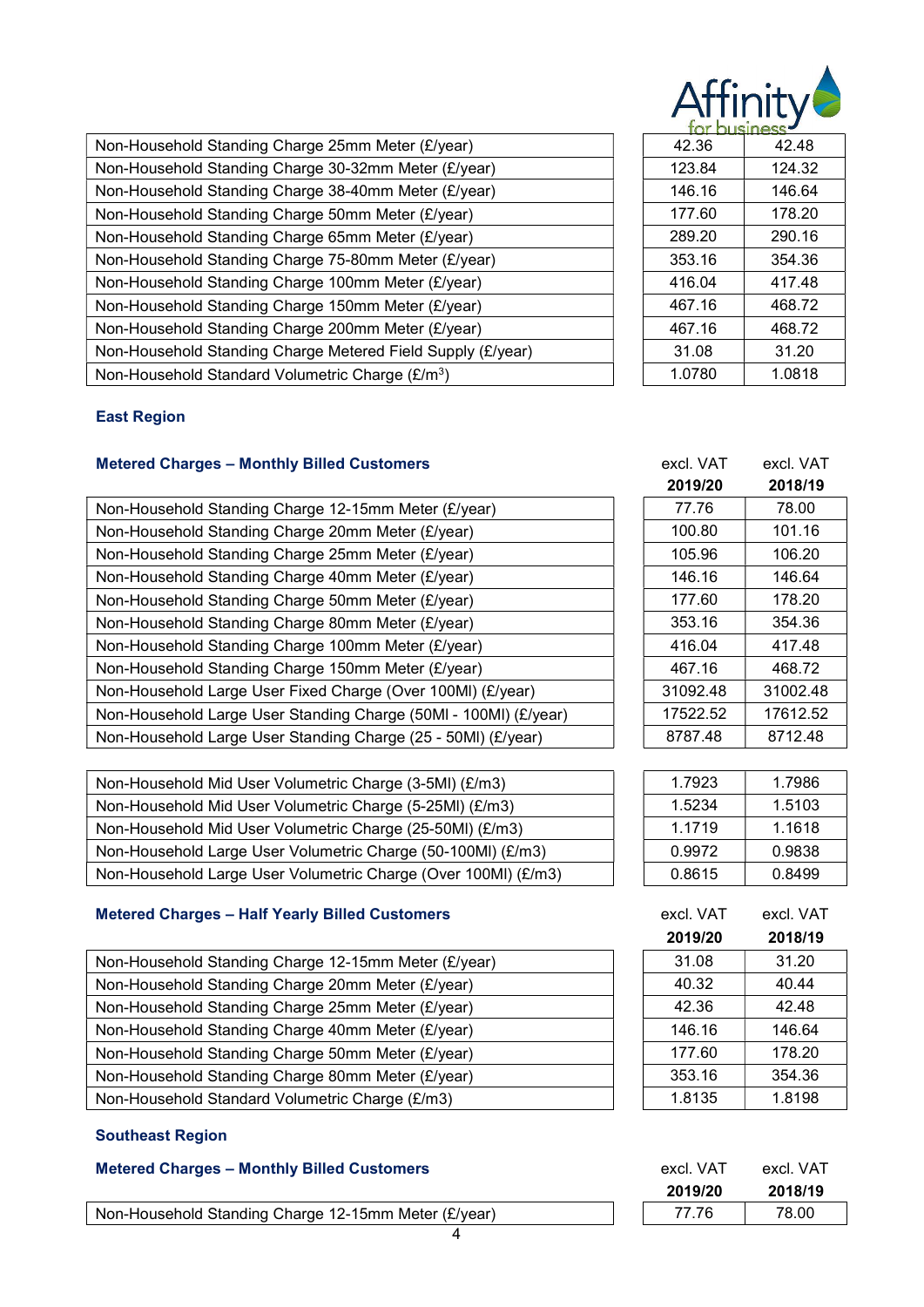| | | |
|---|---|---|
| Non-Household Standing Charge 25mm Meter (£/year) | 42.36 | 42.48 |
| Non-Household Standing Charge 30-32mm Meter (£/year) | 123.84 | 124.32 |
| Non-Household Standing Charge 38-40mm Meter (£/year) | 146.16 | 146.64 |
| Non-Household Standing Charge 50mm Meter (£/year) | 177.60 | 178.20 |
| Non-Household Standing Charge 65mm Meter (£/year) | 289.20 | 290.16 |
| Non-Household Standing Charge 75-80mm Meter (£/year) | 353.16 | 354.36 |
| Non-Household Standing Charge 100mm Meter (£/year) | 416.04 | 417.48 |
| Non-Household Standing Charge 150mm Meter (£/year) | 467.16 | 468.72 |
| Non-Household Standing Charge 200mm Meter (£/year) | 467.16 | 468.72 |
| Non-Household Standing Charge Metered Field Supply (£/year) | 31.08 | 31.20 |
| Non-Household Standard Volumetric Charge (£/m$^3$) | 1.0780 | 1.0818 |

### East Region

#### Metered Charges – Monthly Billed Customers

| | excl. VAT 2019/20 | excl. VAT 2018/19 |
|---|---|---|
| Non-Household Standing Charge 12-15mm Meter (£/year) | 77.76 | 78.00 |
| Non-Household Standing Charge 20mm Meter (£/year) | 100.80 | 101.16 |
| Non-Household Standing Charge 25mm Meter (£/year) | 105.96 | 106.20 |
| Non-Household Standing Charge 40mm Meter (£/year) | 146.16 | 146.64 |
| Non-Household Standing Charge 50mm Meter (£/year) | 177.60 | 178.20 |
| Non-Household Standing Charge 80mm Meter (£/year) | 353.16 | 354.36 |
| Non-Household Standing Charge 100mm Meter (£/year) | 416.04 | 417.48 |
| Non-Household Standing Charge 150mm Meter (£/year) | 467.16 | 468.72 |
| Non-Household Large User Fixed Charge (Over 100Ml) (£/year) | 31092.48 | 31002.48 |
| Non-Household Large User Standing Charge (50Ml - 100Ml) (£/year) | 17522.52 | 17612.52 |
| Non-Household Large User Standing Charge (25 - 50Ml) (£/year) | 8787.48 | 8712.48 |

| | | |
|---|---|---|
| Non-Household Mid User Volumetric Charge (3-5Ml) (£/m3) | 1.7923 | 1.7986 |
| Non-Household Mid User Volumetric Charge (5-25Ml) (£/m3) | 1.5234 | 1.5103 |
| Non-Household Mid User Volumetric Charge (25-50Ml) (£/m3) | 1.1719 | 1.1618 |
| Non-Household Large User Volumetric Charge (50-100Ml) (£/m3) | 0.9972 | 0.9838 |
| Non-Household Large User Volumetric Charge (Over 100Ml) (£/m3) | 0.8615 | 0.8499 |

#### Metered Charges – Half Yearly Billed Customers

| | excl. VAT 2019/20 | excl. VAT 2018/19 |
|---|---|---|
| Non-Household Standing Charge 12-15mm Meter (£/year) | 31.08 | 31.20 |
| Non-Household Standing Charge 20mm Meter (£/year) | 40.32 | 40.44 |
| Non-Household Standing Charge 25mm Meter (£/year) | 42.36 | 42.48 |
| Non-Household Standing Charge 40mm Meter (£/year) | 146.16 | 146.64 |
| Non-Household Standing Charge 50mm Meter (£/year) | 177.60 | 178.20 |
| Non-Household Standing Charge 80mm Meter (£/year) | 353.16 | 354.36 |
| Non-Household Standard Volumetric Charge (£/m3) | 1.8135 | 1.8198 |

### Southeast Region

#### Metered Charges – Monthly Billed Customers

| | excl. VAT 2019/20 | excl. VAT 2018/19 |
|---|---|---|
| Non-Household Standing Charge 12-15mm Meter (£/year) | 77.76 | 78.00 |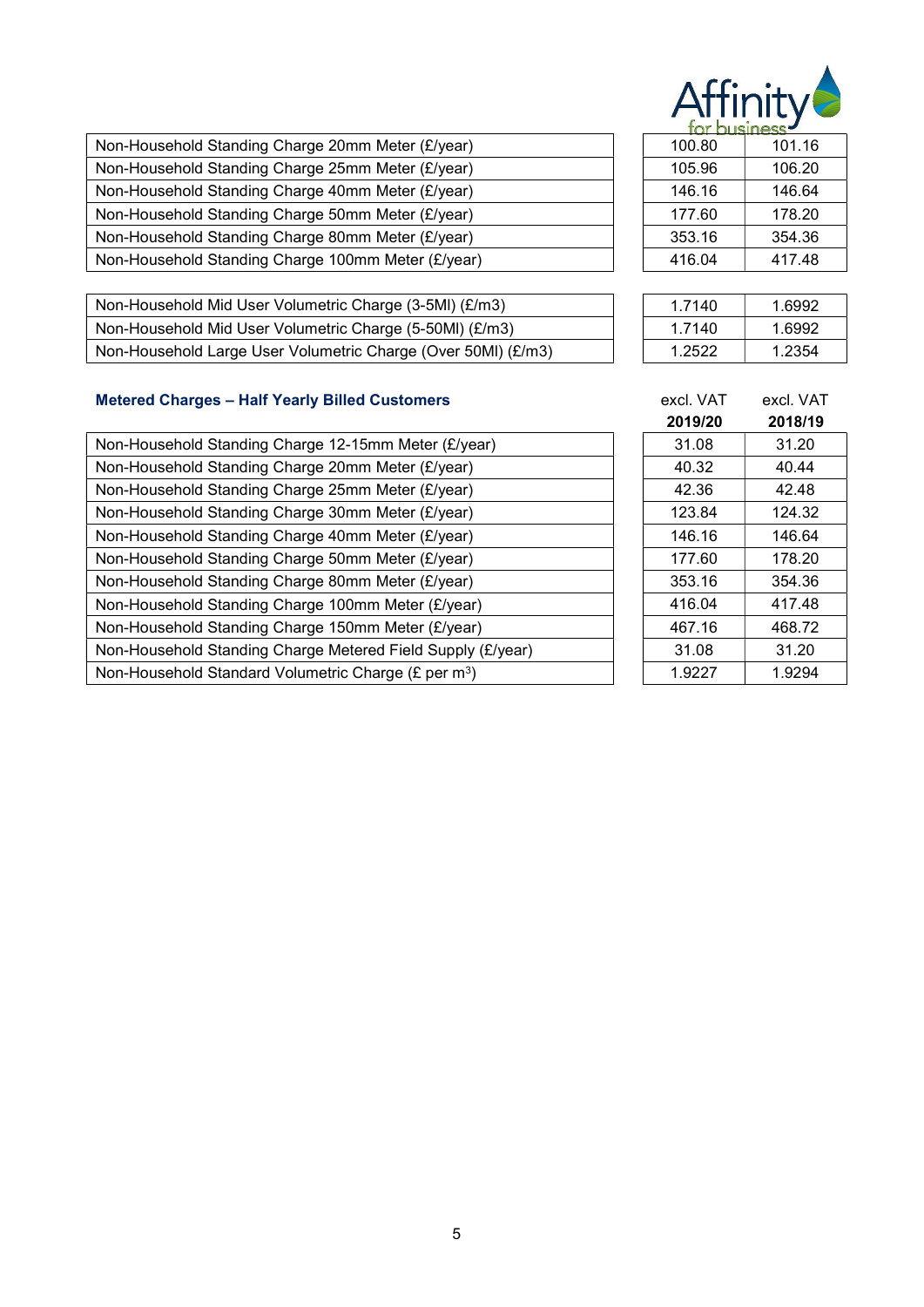| | | |
|---|---|---|
| Non-Household Standing Charge 20mm Meter (£/year) | 100.80 | 101.16 |
| Non-Household Standing Charge 25mm Meter (£/year) | 105.96 | 106.20 |
| Non-Household Standing Charge 40mm Meter (£/year) | 146.16 | 146.64 |
| Non-Household Standing Charge 50mm Meter (£/year) | 177.60 | 178.20 |
| Non-Household Standing Charge 80mm Meter (£/year) | 353.16 | 354.36 |
| Non-Household Standing Charge 100mm Meter (£/year) | 416.04 | 417.48 |

| | | |
|---|---|---|
| Non-Household Mid User Volumetric Charge (3-5Ml) (£/m3) | 1.7140 | 1.6992 |
| Non-Household Mid User Volumetric Charge (5-50Ml) (£/m3) | 1.7140 | 1.6992 |
| Non-Household Large User Volumetric Charge (Over 50Ml) (£/m3) | 1.2522 | 1.2354 |

### Metered Charges – Half Yearly Billed Customers

| | excl. VAT **2019/20** | excl. VAT **2018/19** |
|---|---|---|
| Non-Household Standing Charge 12-15mm Meter (£/year) | 31.08 | 31.20 |
| Non-Household Standing Charge 20mm Meter (£/year) | 40.32 | 40.44 |
| Non-Household Standing Charge 25mm Meter (£/year) | 42.36 | 42.48 |
| Non-Household Standing Charge 30mm Meter (£/year) | 123.84 | 124.32 |
| Non-Household Standing Charge 40mm Meter (£/year) | 146.16 | 146.64 |
| Non-Household Standing Charge 50mm Meter (£/year) | 177.60 | 178.20 |
| Non-Household Standing Charge 80mm Meter (£/year) | 353.16 | 354.36 |
| Non-Household Standing Charge 100mm Meter (£/year) | 416.04 | 417.48 |
| Non-Household Standing Charge 150mm Meter (£/year) | 467.16 | 468.72 |
| Non-Household Standing Charge Metered Field Supply (£/year) | 31.08 | 31.20 |
| Non-Household Standard Volumetric Charge (£ per $m^3$) | 1.9227 | 1.9294 |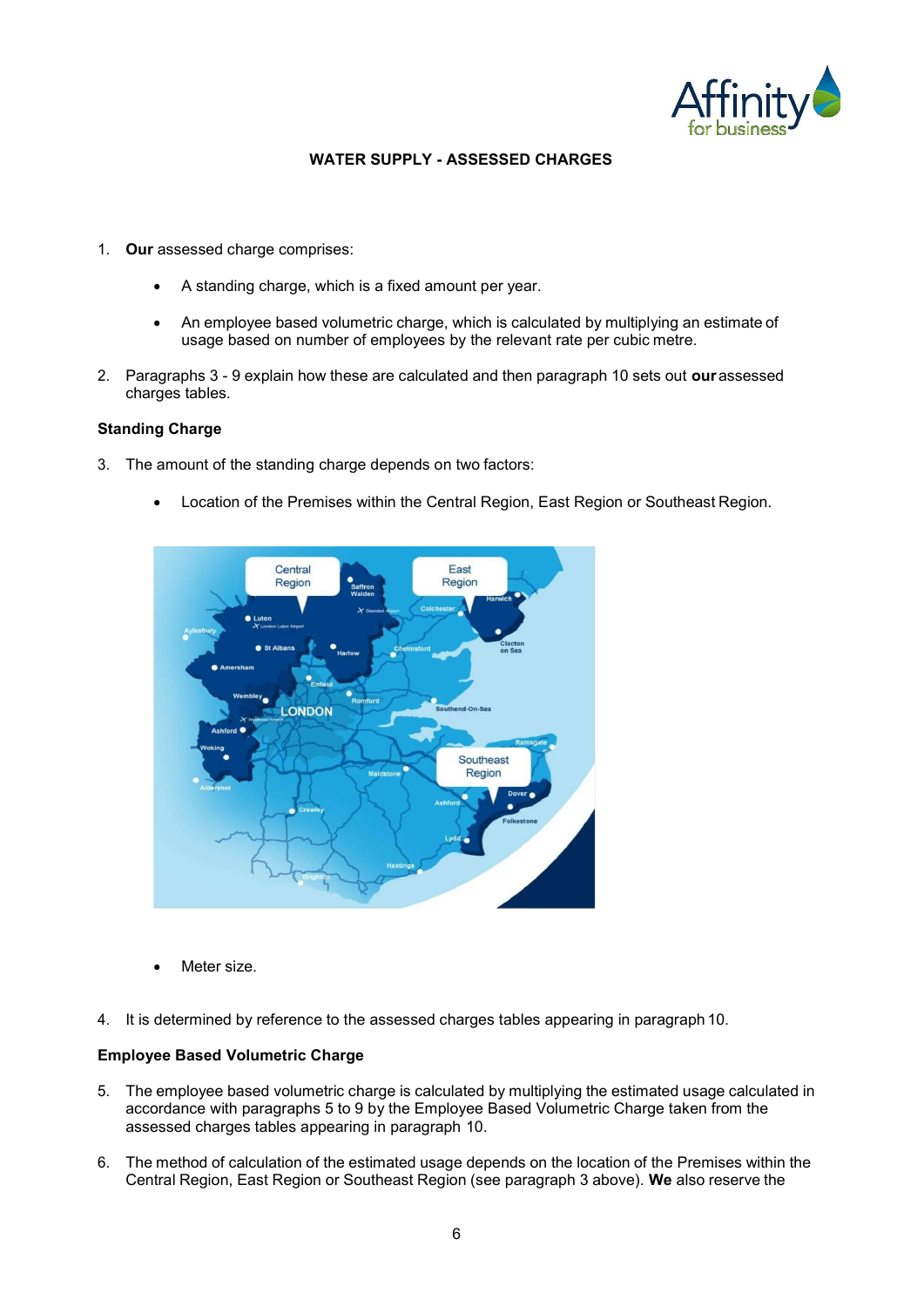## WATER SUPPLY - ASSESSED CHARGES

1. **Our** assessed charge comprises:

   - A standing charge, which is a fixed amount per year.
   - An employee based volumetric charge, which is calculated by multiplying an estimate of usage based on number of employees by the relevant rate per cubic metre.

2. Paragraphs 3 - 9 explain how these are calculated and then paragraph 10 sets out **our** assessed charges tables.

**Standing Charge**

3. The amount of the standing charge depends on two factors:

   - Location of the Premises within the Central Region, East Region or Southeast Region.

   - Meter size.

4. It is determined by reference to the assessed charges tables appearing in paragraph 10.

**Employee Based Volumetric Charge**

5. The employee based volumetric charge is calculated by multiplying the estimated usage calculated in accordance with paragraphs 5 to 9 by the Employee Based Volumetric Charge taken from the assessed charges tables appearing in paragraph 10.

6. The method of calculation of the estimated usage depends on the location of the Premises within the Central Region, East Region or Southeast Region (see paragraph 3 above). **We** also reserve the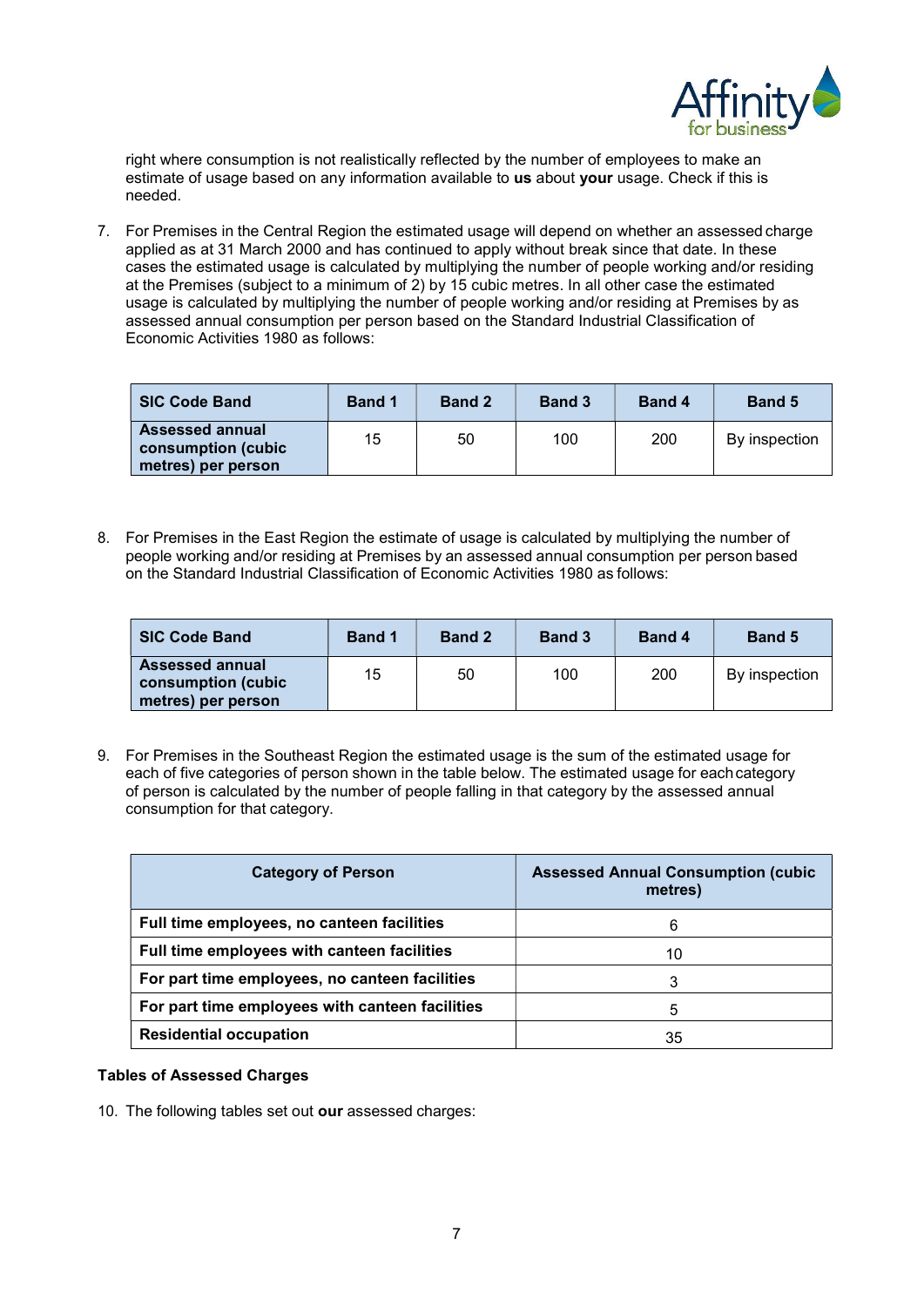right where consumption is not realistically reflected by the number of employees to make an estimate of usage based on any information available to **us** about **your** usage. Check if this is needed.

7. For Premises in the Central Region the estimated usage will depend on whether an assessed charge applied as at 31 March 2000 and has continued to apply without break since that date. In these cases the estimated usage is calculated by multiplying the number of people working and/or residing at the Premises (subject to a minimum of 2) by 15 cubic metres. In all other case the estimated usage is calculated by multiplying the number of people working and/or residing at Premises by as assessed annual consumption per person based on the Standard Industrial Classification of Economic Activities 1980 as follows:

| SIC Code Band | Band 1 | Band 2 | Band 3 | Band 4 | Band 5 |
|---|---|---|---|---|---|
| Assessed annual consumption (cubic metres) per person | 15 | 50 | 100 | 200 | By inspection |

8. For Premises in the East Region the estimate of usage is calculated by multiplying the number of people working and/or residing at Premises by an assessed annual consumption per person based on the Standard Industrial Classification of Economic Activities 1980 as follows:

| SIC Code Band | Band 1 | Band 2 | Band 3 | Band 4 | Band 5 |
|---|---|---|---|---|---|
| Assessed annual consumption (cubic metres) per person | 15 | 50 | 100 | 200 | By inspection |

9. For Premises in the Southeast Region the estimated usage is the sum of the estimated usage for each of five categories of person shown in the table below. The estimated usage for each category of person is calculated by the number of people falling in that category by the assessed annual consumption for that category.

| Category of Person | Assessed Annual Consumption (cubic metres) |
|---|---|
| Full time employees, no canteen facilities | 6 |
| Full time employees with canteen facilities | 10 |
| For part time employees, no canteen facilities | 3 |
| For part time employees with canteen facilities | 5 |
| Residential occupation | 35 |

**Tables of Assessed Charges**

10. The following tables set out **our** assessed charges: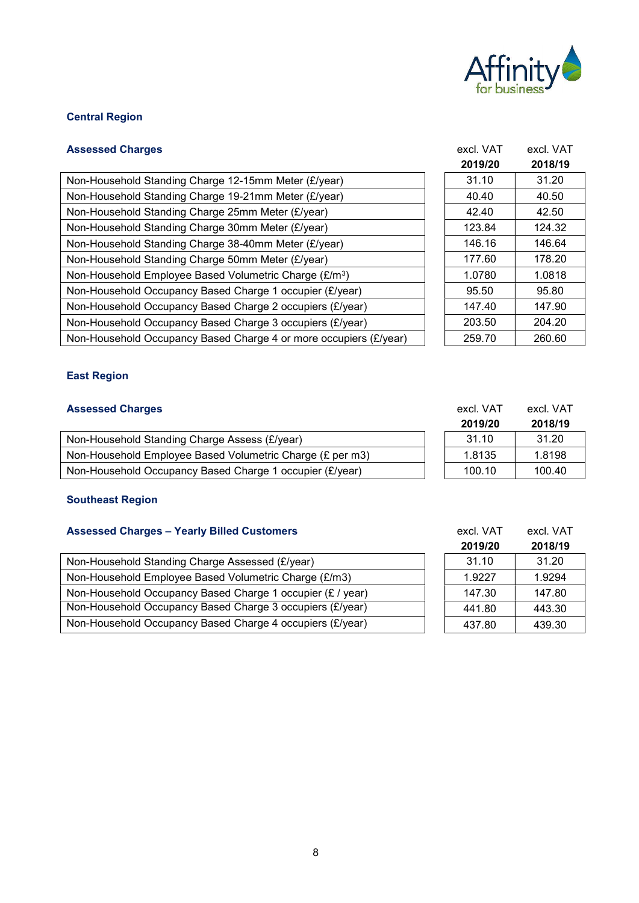## Central Region

### Assessed Charges

| | excl. VAT 2019/20 | excl. VAT 2018/19 |
|---|---|---|
| Non-Household Standing Charge 12-15mm Meter (£/year) | 31.10 | 31.20 |
| Non-Household Standing Charge 19-21mm Meter (£/year) | 40.40 | 40.50 |
| Non-Household Standing Charge 25mm Meter (£/year) | 42.40 | 42.50 |
| Non-Household Standing Charge 30mm Meter (£/year) | 123.84 | 124.32 |
| Non-Household Standing Charge 38-40mm Meter (£/year) | 146.16 | 146.64 |
| Non-Household Standing Charge 50mm Meter (£/year) | 177.60 | 178.20 |
| Non-Household Employee Based Volumetric Charge (£/$m^3$) | 1.0780 | 1.0818 |
| Non-Household Occupancy Based Charge 1 occupier (£/year) | 95.50 | 95.80 |
| Non-Household Occupancy Based Charge 2 occupiers (£/year) | 147.40 | 147.90 |
| Non-Household Occupancy Based Charge 3 occupiers (£/year) | 203.50 | 204.20 |
| Non-Household Occupancy Based Charge 4 or more occupiers (£/year) | 259.70 | 260.60 |

## East Region

### Assessed Charges

| | excl. VAT 2019/20 | excl. VAT 2018/19 |
|---|---|---|
| Non-Household Standing Charge Assess (£/year) | 31.10 | 31.20 |
| Non-Household Employee Based Volumetric Charge (£ per m3) | 1.8135 | 1.8198 |
| Non-Household Occupancy Based Charge 1 occupier (£/year) | 100.10 | 100.40 |

## Southeast Region

### Assessed Charges – Yearly Billed Customers

| | excl. VAT 2019/20 | excl. VAT 2018/19 |
|---|---|---|
| Non-Household Standing Charge Assessed (£/year) | 31.10 | 31.20 |
| Non-Household Employee Based Volumetric Charge (£/m3) | 1.9227 | 1.9294 |
| Non-Household Occupancy Based Charge 1 occupier (£ / year) | 147.30 | 147.80 |
| Non-Household Occupancy Based Charge 3 occupiers (£/year) | 441.80 | 443.30 |
| Non-Household Occupancy Based Charge 4 occupiers (£/year) | 437.80 | 439.30 |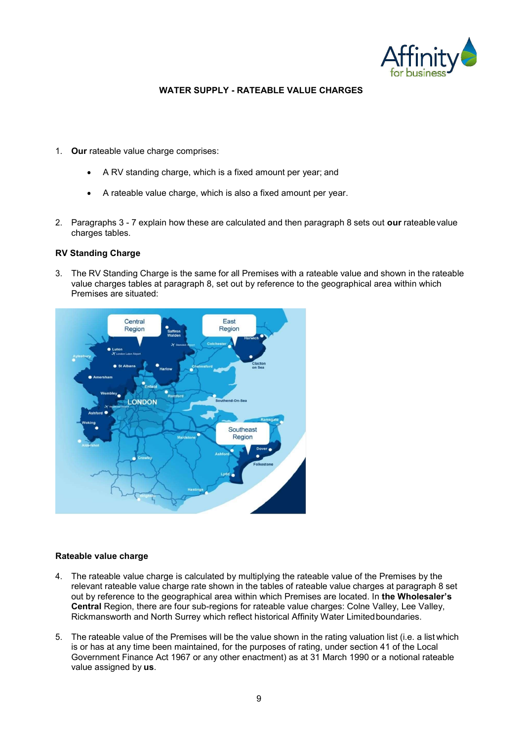## WATER SUPPLY - RATEABLE VALUE CHARGES

1. **Our** rateable value charge comprises:

   - A RV standing charge, which is a fixed amount per year; and
   - A rateable value charge, which is also a fixed amount per year.

2. Paragraphs 3 - 7 explain how these are calculated and then paragraph 8 sets out **our** rateable value charges tables.

**RV Standing Charge**

3. The RV Standing Charge is the same for all Premises with a rateable value and shown in the rateable value charges tables at paragraph 8, set out by reference to the geographical area within which Premises are situated:

**Rateable value charge**

4. The rateable value charge is calculated by multiplying the rateable value of the Premises by the relevant rateable value charge rate shown in the tables of rateable value charges at paragraph 8 set out by reference to the geographical area within which Premises are located. In **the Wholesaler's Central** Region, there are four sub-regions for rateable value charges: Colne Valley, Lee Valley, Rickmansworth and North Surrey which reflect historical Affinity Water Limited boundaries.

5. The rateable value of the Premises will be the value shown in the rating valuation list (i.e. a list which is or has at any time been maintained, for the purposes of rating, under section 41 of the Local Government Finance Act 1967 or any other enactment) as at 31 March 1990 or a notional rateable value assigned by **us**.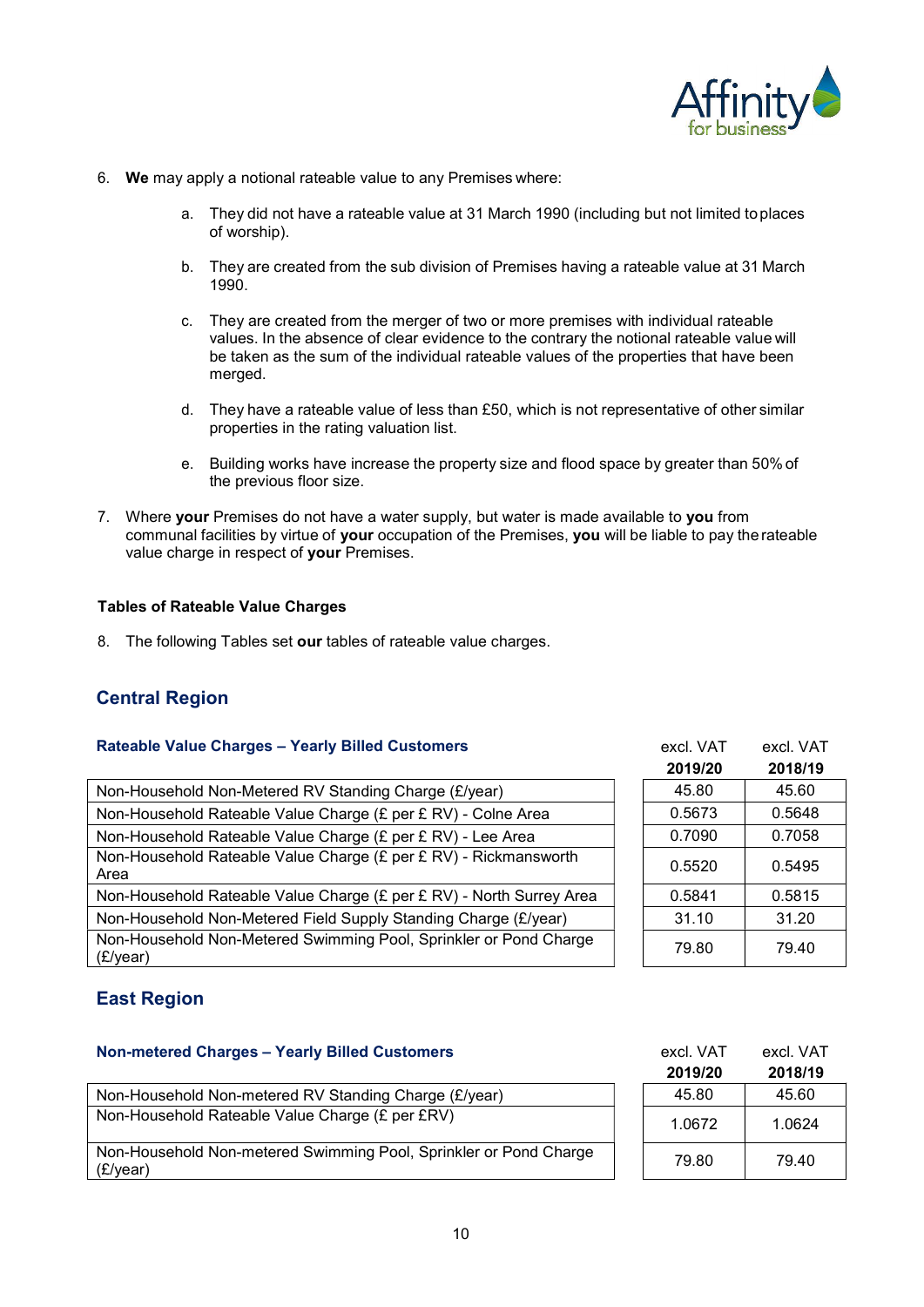6. **We** may apply a notional rateable value to any Premises where:

    a. They did not have a rateable value at 31 March 1990 (including but not limited to places of worship).

    b. They are created from the sub division of Premises having a rateable value at 31 March 1990.

    c. They are created from the merger of two or more premises with individual rateable values. In the absence of clear evidence to the contrary the notional rateable value will be taken as the sum of the individual rateable values of the properties that have been merged.

    d. They have a rateable value of less than £50, which is not representative of other similar properties in the rating valuation list.

    e. Building works have increase the property size and flood space by greater than 50% of the previous floor size.

7. Where **your** Premises do not have a water supply, but water is made available to **you** from communal facilities by virtue of **your** occupation of the Premises, **you** will be liable to pay the rateable value charge in respect of **your** Premises.

**Tables of Rateable Value Charges**

8. The following Tables set **our** tables of rateable value charges.

## Central Region

### Rateable Value Charges – Yearly Billed Customers

| | excl. VAT **2019/20** | excl. VAT **2018/19** |
|---|---|---|
| Non-Household Non-Metered RV Standing Charge (£/year) | 45.80 | 45.60 |
| Non-Household Rateable Value Charge (£ per £ RV) - Colne Area | 0.5673 | 0.5648 |
| Non-Household Rateable Value Charge (£ per £ RV) - Lee Area | 0.7090 | 0.7058 |
| Non-Household Rateable Value Charge (£ per £ RV) - Rickmansworth Area | 0.5520 | 0.5495 |
| Non-Household Rateable Value Charge (£ per £ RV) - North Surrey Area | 0.5841 | 0.5815 |
| Non-Household Non-Metered Field Supply Standing Charge (£/year) | 31.10 | 31.20 |
| Non-Household Non-Metered Swimming Pool, Sprinkler or Pond Charge (£/year) | 79.80 | 79.40 |

## East Region

### Non-metered Charges – Yearly Billed Customers

| | excl. VAT **2019/20** | excl. VAT **2018/19** |
|---|---|---|
| Non-Household Non-metered RV Standing Charge (£/year) | 45.80 | 45.60 |
| Non-Household Rateable Value Charge (£ per £RV) | 1.0672 | 1.0624 |
| Non-Household Non-metered Swimming Pool, Sprinkler or Pond Charge (£/year) | 79.80 | 79.40 |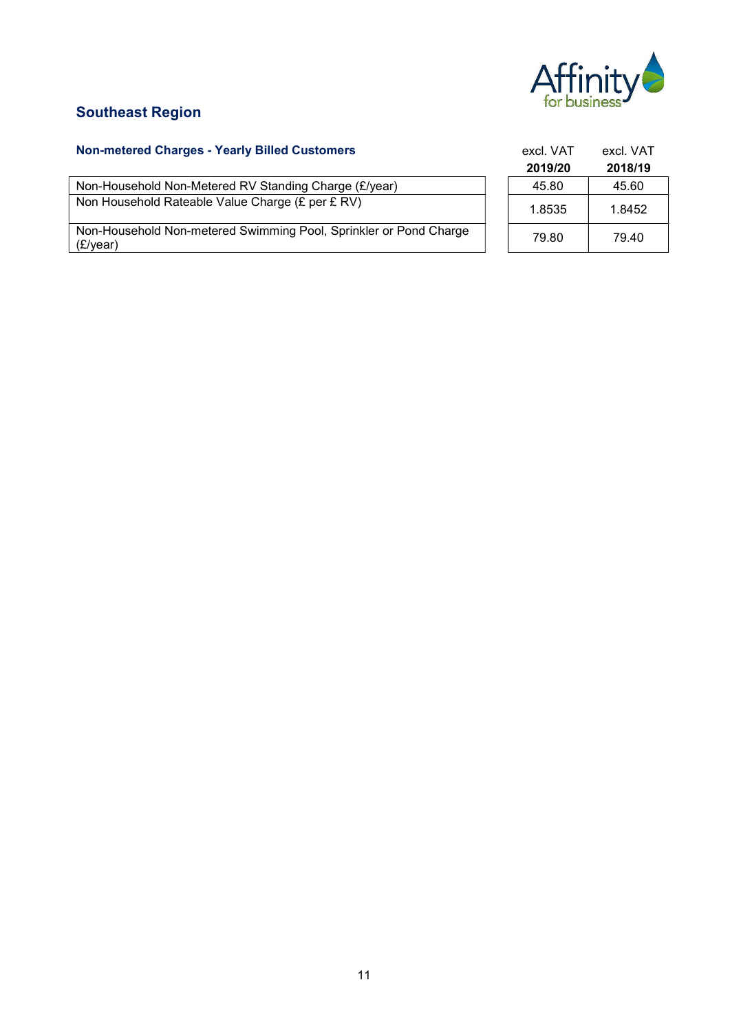## Southeast Region

### Non-metered Charges - Yearly Billed Customers

| | excl. VAT **2019/20** | excl. VAT **2018/19** |
|---|---|---|
| Non-Household Non-Metered RV Standing Charge (£/year) | 45.80 | 45.60 |
| Non Household Rateable Value Charge (£ per £ RV) | 1.8535 | 1.8452 |
| Non-Household Non-metered Swimming Pool, Sprinkler or Pond Charge (£/year) | 79.80 | 79.40 |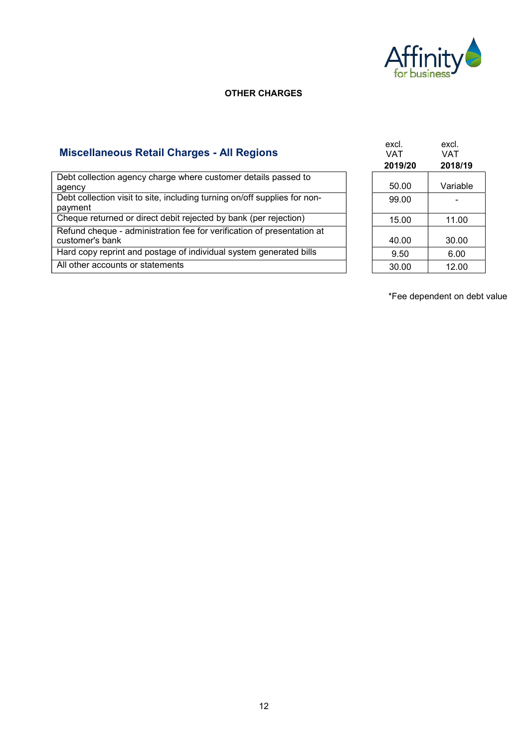**OTHER CHARGES**

## Miscellaneous Retail Charges - All Regions

| | excl. VAT 2019/20 | excl. VAT 2018/19 |
|---|---|---|
| Debt collection agency charge where customer details passed to agency | 50.00 | Variable |
| Debt collection visit to site, including turning on/off supplies for non-payment | 99.00 | - |
| Cheque returned or direct debit rejected by bank (per rejection) | 15.00 | 11.00 |
| Refund cheque - administration fee for verification of presentation at customer's bank | 40.00 | 30.00 |
| Hard copy reprint and postage of individual system generated bills | 9.50 | 6.00 |
| All other accounts or statements | 30.00 | 12.00 |

*Fee dependent on debt value